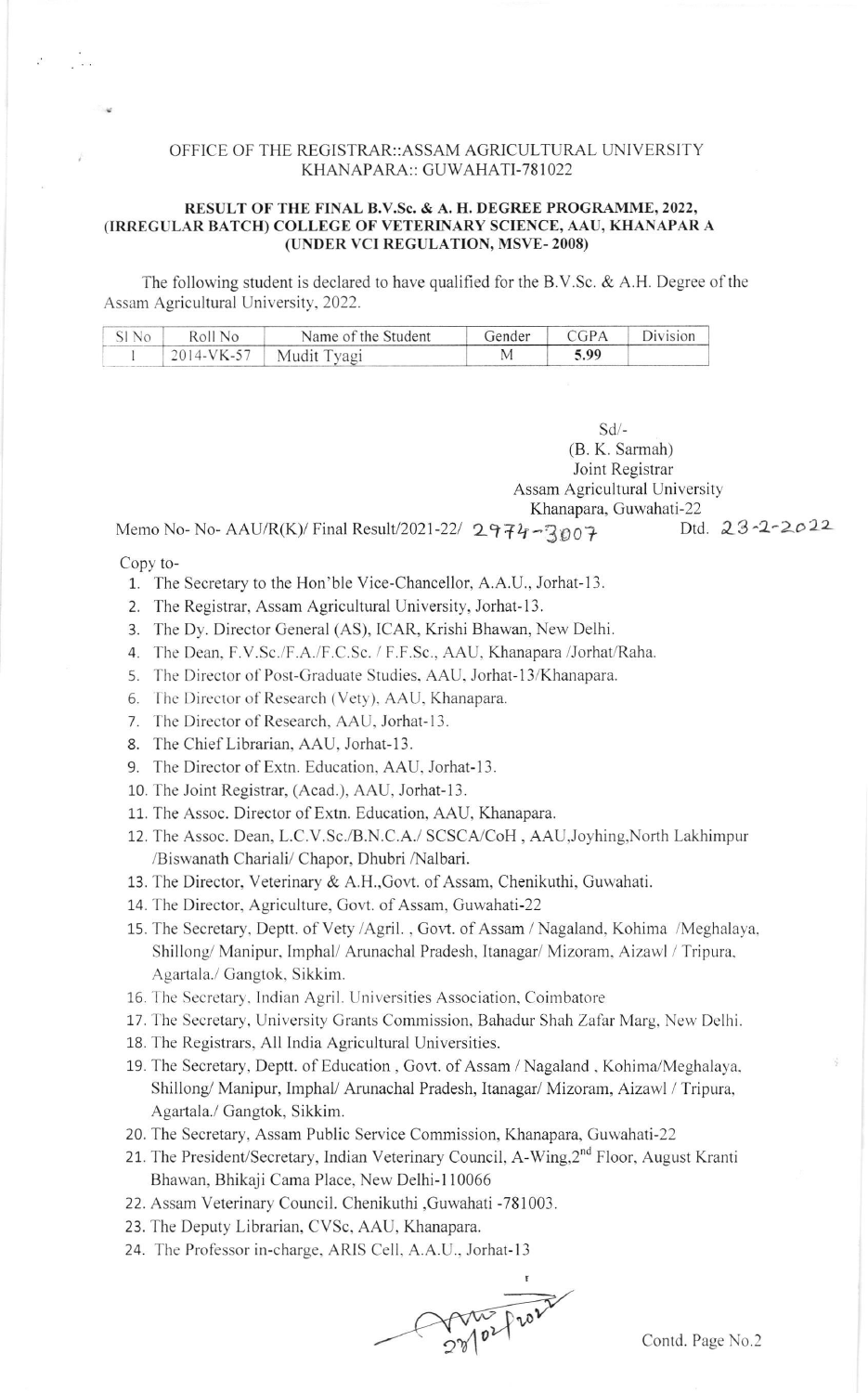OFFICE OF THE REGISTRAR::ASSAM AGRICULTURAL UNIVERSITY
KHANAPARA:: GUWAHATI-781022

**RESULT OF THE FINAL B.V.Sc. & A. H. DEGREE PROGRAMME, 2022, (IRREGULAR BATCH) COLLEGE OF VETERINARY SCIENCE, AAU, KHANAPAR A (UNDER VCI REGULATION, MSVE- 2008)**

The following student is declared to have qualified for the B.V.Sc. & A.H. Degree of the Assam Agricultural University, 2022.

| Sl No | Roll No | Name of the Student | Gender | CGPA | Division |
|---|---|---|---|---|---|
| 1 | 2014-VK-57 | Mudit Tyagi | M | **5.99** | |

Sd/-
(B. K. Sarmah)
Joint Registrar
Assam Agricultural University
Khanapara, Guwahati-22

Memo No- No- AAU/R(K)/ Final Result/2021-22/ 2974-3007 Dtd. 23-2-2022

Copy to-

1. The Secretary to the Hon'ble Vice-Chancellor, A.A.U., Jorhat-13.
2. The Registrar, Assam Agricultural University, Jorhat-13.
3. The Dy. Director General (AS), ICAR, Krishi Bhawan, New Delhi.
4. The Dean, F.V.Sc./F.A./F.C.Sc. / F.F.Sc., AAU, Khanapara /Jorhat/Raha.
5. The Director of Post-Graduate Studies, AAU, Jorhat-13/Khanapara.
6. The Director of Research (Vety), AAU, Khanapara.
7. The Director of Research, AAU, Jorhat-13.
8. The Chief Librarian, AAU, Jorhat-13.
9. The Director of Extn. Education, AAU, Jorhat-13.
10. The Joint Registrar, (Acad.), AAU, Jorhat-13.
11. The Assoc. Director of Extn. Education, AAU, Khanapara.
12. The Assoc. Dean, L.C.V.Sc./B.N.C.A./ SCSCA/CoH , AAU,Joyhing,North Lakhimpur /Biswanath Chariali/ Chapor, Dhubri /Nalbari.
13. The Director, Veterinary & A.H.,Govt. of Assam, Chenikuthi, Guwahati.
14. The Director, Agriculture, Govt. of Assam, Guwahati-22
15. The Secretary, Deptt. of Vety /Agril. , Govt. of Assam / Nagaland, Kohima /Meghalaya, Shillong/ Manipur, Imphal/ Arunachal Pradesh, Itanagar/ Mizoram, Aizawl / Tripura, Agartala./ Gangtok, Sikkim.
16. The Secretary, Indian Agril. Universities Association, Coimbatore
17. The Secretary, University Grants Commission, Bahadur Shah Zafar Marg, New Delhi.
18. The Registrars, All India Agricultural Universities.
19. The Secretary, Deptt. of Education , Govt. of Assam / Nagaland , Kohima/Meghalaya, Shillong/ Manipur, Imphal/ Arunachal Pradesh, Itanagar/ Mizoram, Aizawl / Tripura, Agartala./ Gangtok, Sikkim.
20. The Secretary, Assam Public Service Commission, Khanapara, Guwahati-22
21. The President/Secretary, Indian Veterinary Council, A-Wing,2nd Floor, August Kranti Bhawan, Bhikaji Cama Place, New Delhi-110066
22. Assam Veterinary Council. Chenikuthi ,Guwahati -781003.
23. The Deputy Librarian, CVSc, AAU, Khanapara.
24. The Professor in-charge, ARIS Cell, A.A.U., Jorhat-13

23/02/2022

Contd. Page No.2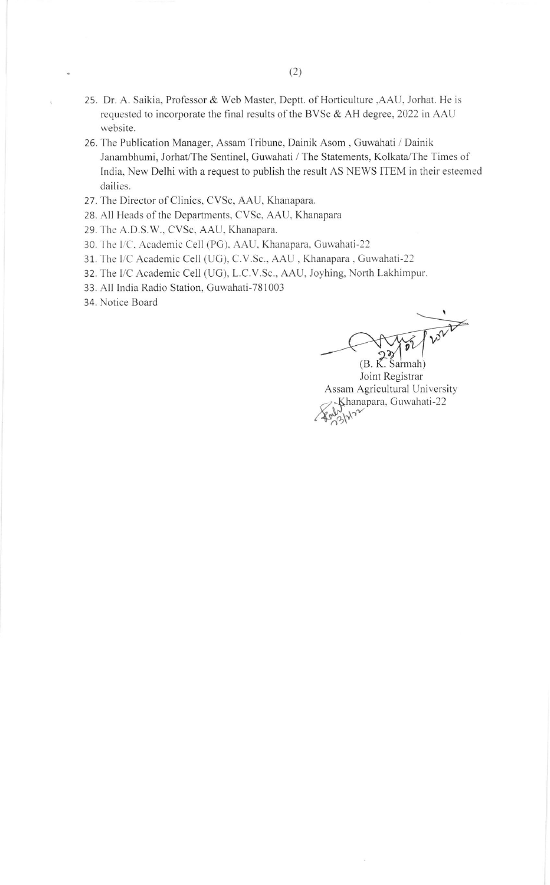25. Dr. A. Saikia, Professor & Web Master, Deptt. of Horticulture ,AAU, Jorhat. He is requested to incorporate the final results of the BVSc & AH degree, 2022 in AAU website.
26. The Publication Manager, Assam Tribune, Dainik Asom , Guwahati / Dainik Janambhumi, Jorhat/The Sentinel, Guwahati / The Statements, Kolkata/The Times of India, New Delhi with a request to publish the result AS NEWS ITEM in their esteemed dailies.
27. The Director of Clinics, CVSc, AAU, Khanapara.
28. All Heads of the Departments, CVSc, AAU, Khanapara
29. The A.D.S.W., CVSc, AAU, Khanapara.
30. The I/C. Academic Cell (PG), AAU, Khanapara, Guwahati-22
31. The I/C Academic Cell (UG), C.V.Sc., AAU , Khanapara , Guwahati-22
32. The I/C Academic Cell (UG), L.C.V.Sc., AAU, Joyhing, North Lakhimpur.
33. All India Radio Station, Guwahati-781003
34. Notice Board

23/02/2022

(B. K. Sarmah)
Joint Registrar
Assam Agricultural University
Khanapara, Guwahati-22